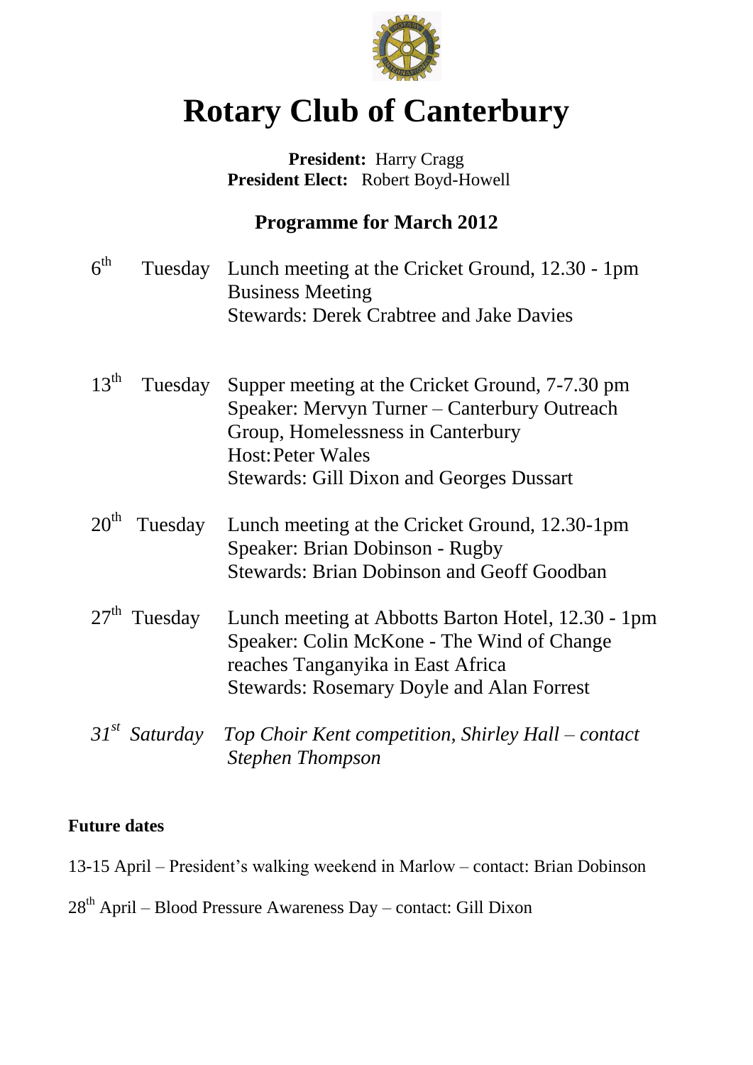# Rotary Club of Canterbury

**President:** Harry Cragg
**President Elect:** Robert Boyd-Howell

## Programme for March 2012

6th Tuesday Lunch meeting at the Cricket Ground, 12.30 - 1pm
Business Meeting
Stewards: Derek Crabtree and Jake Davies

13th Tuesday Supper meeting at the Cricket Ground, 7-7.30 pm
Speaker: Mervyn Turner – Canterbury Outreach Group, Homelessness in Canterbury
Host: Peter Wales
Stewards: Gill Dixon and Georges Dussart

20th Tuesday Lunch meeting at the Cricket Ground, 12.30-1pm
Speaker: Brian Dobinson - Rugby
Stewards: Brian Dobinson and Geoff Goodban

27th Tuesday Lunch meeting at Abbotts Barton Hotel, 12.30 - 1pm
Speaker: Colin McKone - The Wind of Change reaches Tanganyika in East Africa
Stewards: Rosemary Doyle and Alan Forrest

*31st Saturday Top Choir Kent competition, Shirley Hall – contact Stephen Thompson*

**Future dates**

13-15 April – President's walking weekend in Marlow – contact: Brian Dobinson

28th April – Blood Pressure Awareness Day – contact: Gill Dixon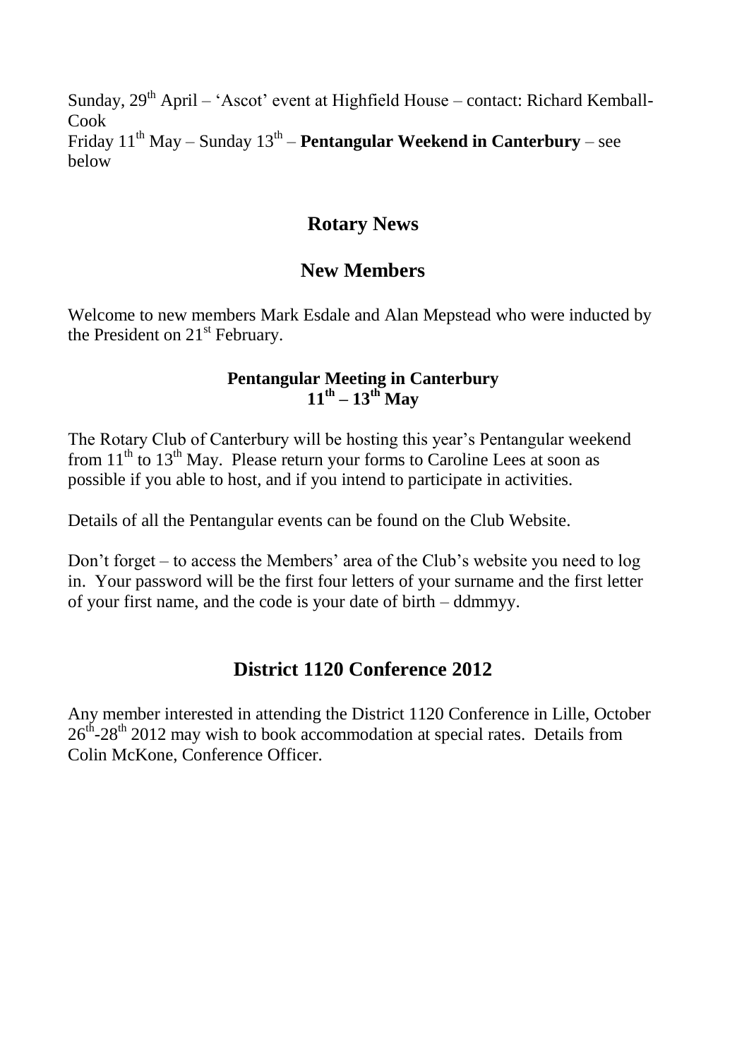Sunday, 29th April – 'Ascot' event at Highfield House – contact: Richard Kemball-Cook
Friday 11th May – Sunday 13th – **Pentangular Weekend in Canterbury** – see below

## Rotary News

## New Members

Welcome to new members Mark Esdale and Alan Mepstead who were inducted by the President on 21st February.

### Pentangular Meeting in Canterbury 11th – 13th May

The Rotary Club of Canterbury will be hosting this year's Pentangular weekend from 11th to 13th May. Please return your forms to Caroline Lees at soon as possible if you able to host, and if you intend to participate in activities.

Details of all the Pentangular events can be found on the Club Website.

Don't forget – to access the Members' area of the Club's website you need to log in. Your password will be the first four letters of your surname and the first letter of your first name, and the code is your date of birth – ddmmyy.

## District 1120 Conference 2012

Any member interested in attending the District 1120 Conference in Lille, October 26th-28th 2012 may wish to book accommodation at special rates. Details from Colin McKone, Conference Officer.